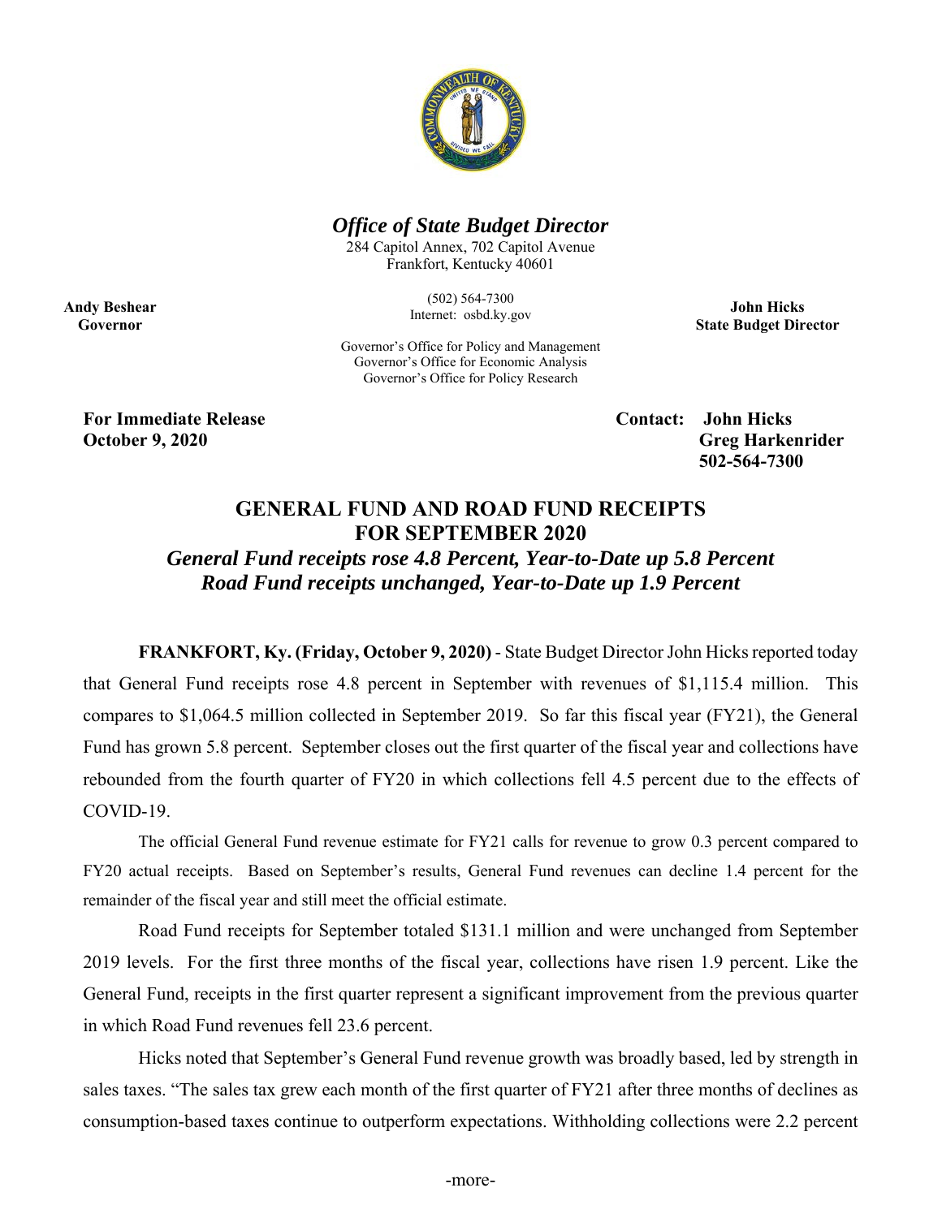# *Office of State Budget Director*

284 Capitol Annex, 702 Capitol Avenue
Frankfort, Kentucky 40601

(502) 564-7300
Internet: osbd.ky.gov

Governor's Office for Policy and Management
Governor's Office for Economic Analysis
Governor's Office for Policy Research

**Andy Beshear**
**Governor**

**John Hicks**
**State Budget Director**

**For Immediate Release**
**October 9, 2020**

**Contact: John Hicks**
**Greg Harkenrider**
**502-564-7300**

## GENERAL FUND AND ROAD FUND RECEIPTS FOR SEPTEMBER 2020

### *General Fund receipts rose 4.8 Percent, Year-to-Date up 5.8 Percent*
### *Road Fund receipts unchanged, Year-to-Date up 1.9 Percent*

**FRANKFORT, Ky. (Friday, October 9, 2020)** - State Budget Director John Hicks reported today that General Fund receipts rose 4.8 percent in September with revenues of $1,115.4 million. This compares to $1,064.5 million collected in September 2019. So far this fiscal year (FY21), the General Fund has grown 5.8 percent. September closes out the first quarter of the fiscal year and collections have rebounded from the fourth quarter of FY20 in which collections fell 4.5 percent due to the effects of COVID-19.

The official General Fund revenue estimate for FY21 calls for revenue to grow 0.3 percent compared to FY20 actual receipts. Based on September's results, General Fund revenues can decline 1.4 percent for the remainder of the fiscal year and still meet the official estimate.

Road Fund receipts for September totaled $131.1 million and were unchanged from September 2019 levels. For the first three months of the fiscal year, collections have risen 1.9 percent. Like the General Fund, receipts in the first quarter represent a significant improvement from the previous quarter in which Road Fund revenues fell 23.6 percent.

Hicks noted that September's General Fund revenue growth was broadly based, led by strength in sales taxes. "The sales tax grew each month of the first quarter of FY21 after three months of declines as consumption-based taxes continue to outperform expectations. Withholding collections were 2.2 percent

-more-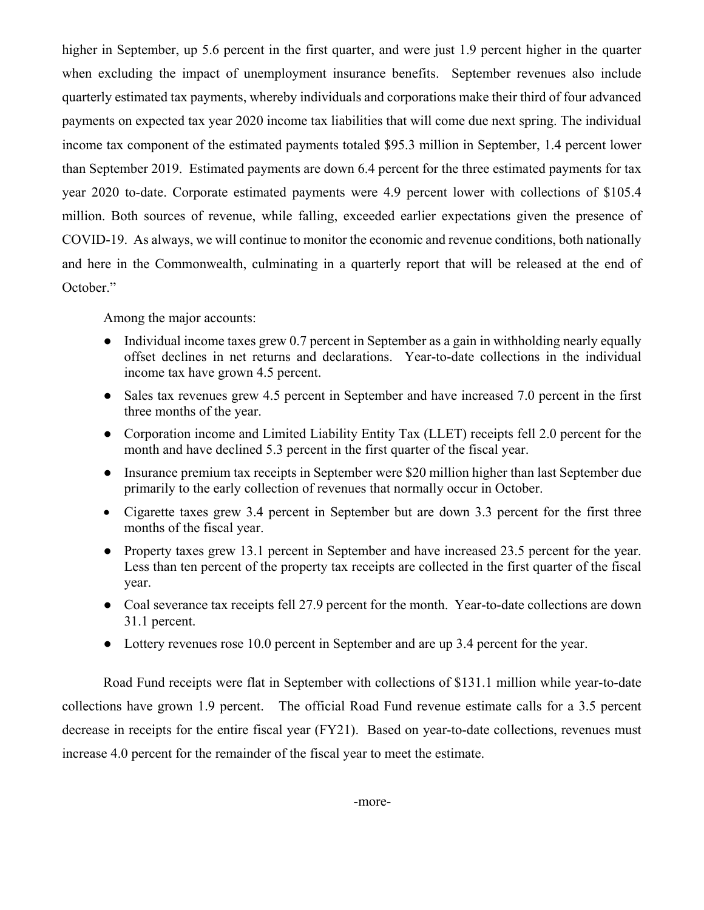higher in September, up 5.6 percent in the first quarter, and were just 1.9 percent higher in the quarter when excluding the impact of unemployment insurance benefits. September revenues also include quarterly estimated tax payments, whereby individuals and corporations make their third of four advanced payments on expected tax year 2020 income tax liabilities that will come due next spring. The individual income tax component of the estimated payments totaled $95.3 million in September, 1.4 percent lower than September 2019. Estimated payments are down 6.4 percent for the three estimated payments for tax year 2020 to-date. Corporate estimated payments were 4.9 percent lower with collections of $105.4 million. Both sources of revenue, while falling, exceeded earlier expectations given the presence of COVID-19. As always, we will continue to monitor the economic and revenue conditions, both nationally and here in the Commonwealth, culminating in a quarterly report that will be released at the end of October."

Among the major accounts:

- Individual income taxes grew 0.7 percent in September as a gain in withholding nearly equally offset declines in net returns and declarations. Year-to-date collections in the individual income tax have grown 4.5 percent.
- Sales tax revenues grew 4.5 percent in September and have increased 7.0 percent in the first three months of the year.
- Corporation income and Limited Liability Entity Tax (LLET) receipts fell 2.0 percent for the month and have declined 5.3 percent in the first quarter of the fiscal year.
- Insurance premium tax receipts in September were $20 million higher than last September due primarily to the early collection of revenues that normally occur in October.
- Cigarette taxes grew 3.4 percent in September but are down 3.3 percent for the first three months of the fiscal year.
- Property taxes grew 13.1 percent in September and have increased 23.5 percent for the year. Less than ten percent of the property tax receipts are collected in the first quarter of the fiscal year.
- Coal severance tax receipts fell 27.9 percent for the month. Year-to-date collections are down 31.1 percent.
- Lottery revenues rose 10.0 percent in September and are up 3.4 percent for the year.

Road Fund receipts were flat in September with collections of $131.1 million while year-to-date collections have grown 1.9 percent. The official Road Fund revenue estimate calls for a 3.5 percent decrease in receipts for the entire fiscal year (FY21). Based on year-to-date collections, revenues must increase 4.0 percent for the remainder of the fiscal year to meet the estimate.

-more-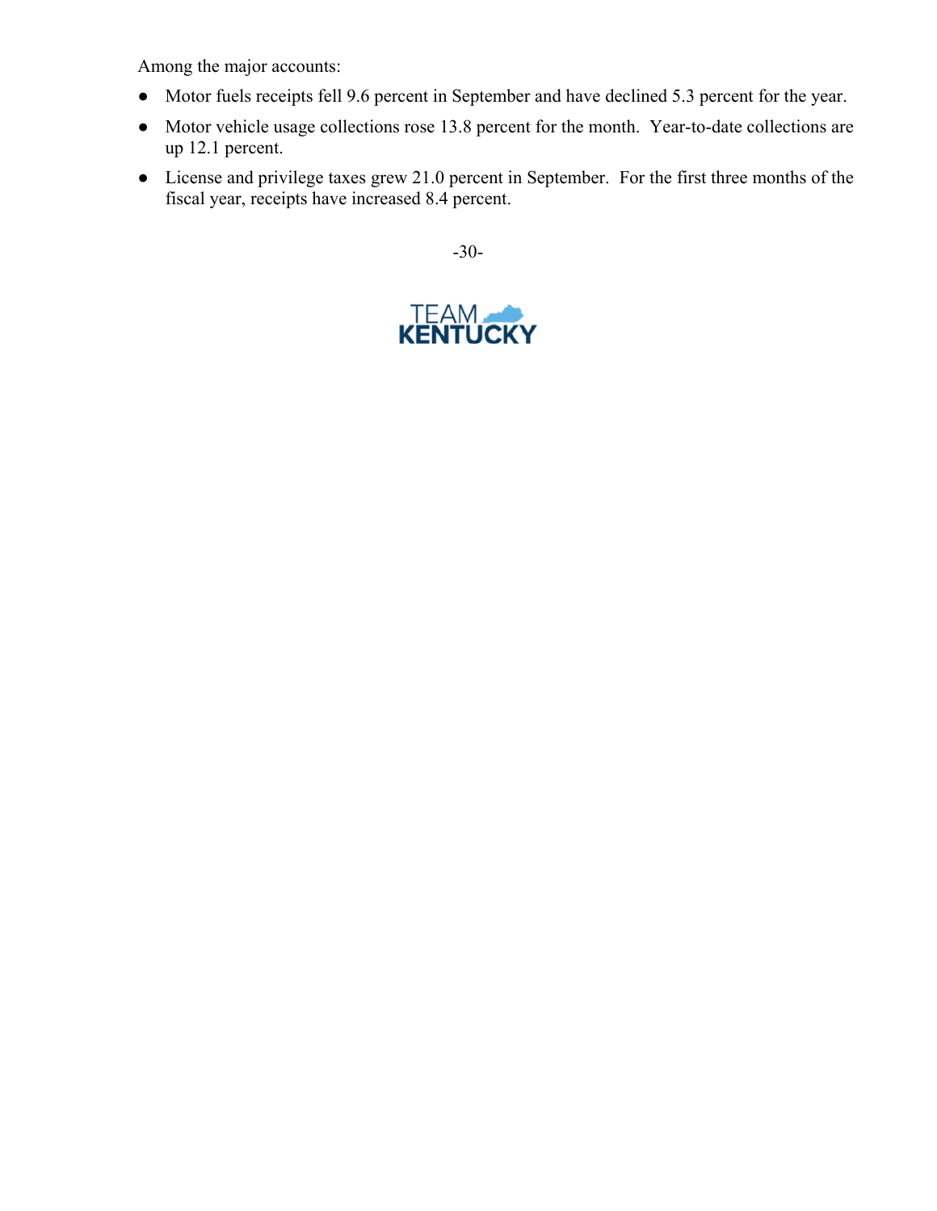Among the major accounts:

- Motor fuels receipts fell 9.6 percent in September and have declined 5.3 percent for the year.
- Motor vehicle usage collections rose 13.8 percent for the month. Year-to-date collections are up 12.1 percent.
- License and privilege taxes grew 21.0 percent in September. For the first three months of the fiscal year, receipts have increased 8.4 percent.

-30-

TEAM KENTUCKY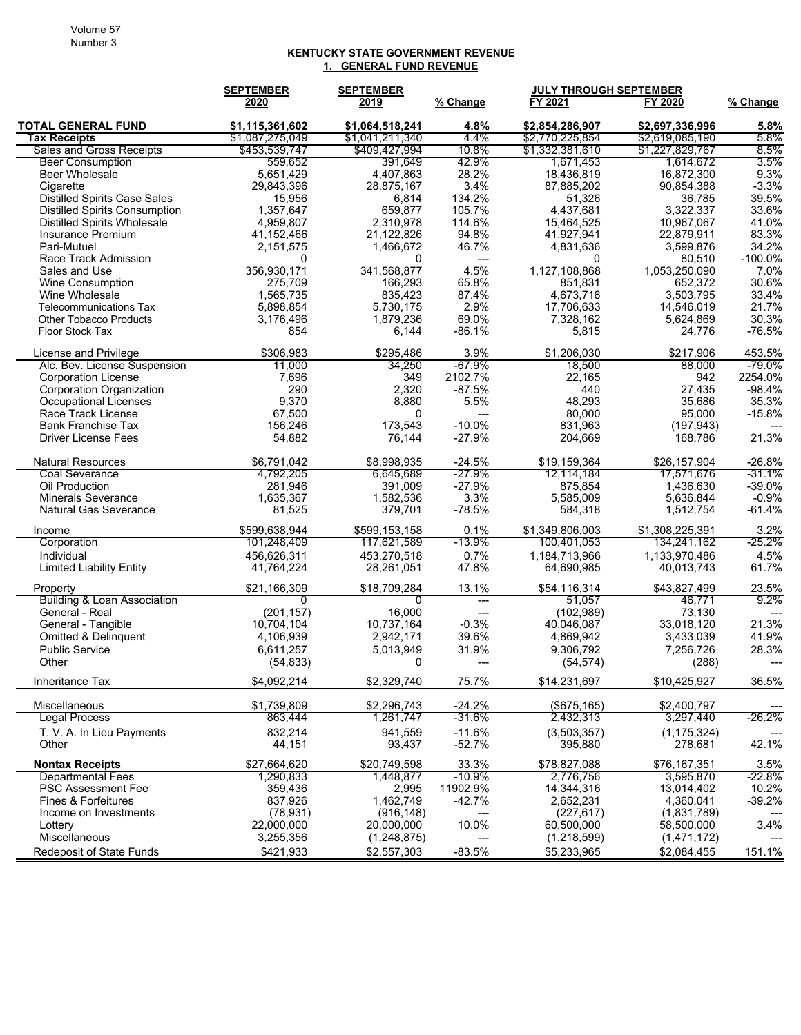### KENTUCKY STATE GOVERNMENT REVENUE

#### 1. GENERAL FUND REVENUE

| | SEPTEMBER 2020 | SEPTEMBER 2019 | % Change | JULY THROUGH SEPTEMBER FY 2021 | FY 2020 | % Change |
|---|---|---|---|---|---|---|
| **TOTAL GENERAL FUND** | **$1,115,361,602** | **$1,064,518,241** | **4.8%** | **$2,854,286,907** | **$2,697,336,996** | **5.8%** |
| **Tax Receipts** | $1,087,275,049 | $1,041,211,340 | 4.4% | $2,770,225,854 | $2,619,085,190 | 5.8% |
| Sales and Gross Receipts | $453,539,747 | $409,427,994 | 10.8% | $1,332,381,610 | $1,227,829,767 | 8.5% |
| Beer Consumption | 559,652 | 391,649 | 42.9% | 1,671,453 | 1,614,672 | 3.5% |
| Beer Wholesale | 5,651,429 | 4,407,863 | 28.2% | 18,436,819 | 16,872,300 | 9.3% |
| Cigarette | 29,843,396 | 28,875,167 | 3.4% | 87,885,202 | 90,854,388 | -3.3% |
| Distilled Spirits Case Sales | 15,956 | 6,814 | 134.2% | 51,326 | 36,785 | 39.5% |
| Distilled Spirits Consumption | 1,357,647 | 659,877 | 105.7% | 4,437,681 | 3,322,337 | 33.6% |
| Distilled Spirits Wholesale | 4,959,807 | 2,310,978 | 114.6% | 15,464,525 | 10,967,067 | 41.0% |
| Insurance Premium | 41,152,466 | 21,122,826 | 94.8% | 41,927,941 | 22,879,911 | 83.3% |
| Pari-Mutuel | 2,151,575 | 1,466,672 | 46.7% | 4,831,636 | 3,599,876 | 34.2% |
| Race Track Admission | 0 | 0 | --- | 0 | 80,510 | -100.0% |
| Sales and Use | 356,930,171 | 341,568,877 | 4.5% | 1,127,108,868 | 1,053,250,090 | 7.0% |
| Wine Consumption | 275,709 | 166,293 | 65.8% | 851,831 | 652,372 | 30.6% |
| Wine Wholesale | 1,565,735 | 835,423 | 87.4% | 4,673,716 | 3,503,795 | 33.4% |
| Telecommunications Tax | 5,898,854 | 5,730,175 | 2.9% | 17,706,633 | 14,546,019 | 21.7% |
| Other Tobacco Products | 3,176,496 | 1,879,236 | 69.0% | 7,328,162 | 5,624,869 | 30.3% |
| Floor Stock Tax | 854 | 6,144 | -86.1% | 5,815 | 24,776 | -76.5% |
| License and Privilege | $306,983 | $295,486 | 3.9% | $1,206,030 | $217,906 | 453.5% |
| Alc. Bev. License Suspension | 11,000 | 34,250 | -67.9% | 18,500 | 88,000 | -79.0% |
| Corporation License | 7,696 | 349 | 2102.7% | 22,165 | 942 | 2254.0% |
| Corporation Organization | 290 | 2,320 | -87.5% | 440 | 27,435 | -98.4% |
| Occupational Licenses | 9,370 | 8,880 | 5.5% | 48,293 | 35,686 | 35.3% |
| Race Track License | 67,500 | 0 | --- | 80,000 | 95,000 | -15.8% |
| Bank Franchise Tax | 156,246 | 173,543 | -10.0% | 831,963 | (197,943) | --- |
| Driver License Fees | 54,882 | 76,144 | -27.9% | 204,669 | 168,786 | 21.3% |
| Natural Resources | $6,791,042 | $8,998,935 | -24.5% | $19,159,364 | $26,157,904 | -26.8% |
| Coal Severance | 4,792,205 | 6,645,689 | -27.9% | 12,114,184 | 17,571,676 | -31.1% |
| Oil Production | 281,946 | 391,009 | -27.9% | 875,854 | 1,436,630 | -39.0% |
| Minerals Severance | 1,635,367 | 1,582,536 | 3.3% | 5,585,009 | 5,636,844 | -0.9% |
| Natural Gas Severance | 81,525 | 379,701 | -78.5% | 584,318 | 1,512,754 | -61.4% |
| Income | $599,638,944 | $599,153,158 | 0.1% | $1,349,806,003 | $1,308,225,391 | 3.2% |
| Corporation | 101,248,409 | 117,621,589 | -13.9% | 100,401,053 | 134,241,162 | -25.2% |
| Individual | 456,626,311 | 453,270,518 | 0.7% | 1,184,713,966 | 1,133,970,486 | 4.5% |
| Limited Liability Entity | 41,764,224 | 28,261,051 | 47.8% | 64,690,985 | 40,013,743 | 61.7% |
| Property | $21,166,309 | $18,709,284 | 13.1% | $54,116,314 | $43,827,499 | 23.5% |
| Building & Loan Association | 0 | 0 | --- | 51,057 | 46,771 | 9.2% |
| General - Real | (201,157) | 16,000 | --- | (102,989) | 73,130 | --- |
| General - Tangible | 10,704,104 | 10,737,164 | -0.3% | 40,046,087 | 33,018,120 | 21.3% |
| Omitted & Delinquent | 4,106,939 | 2,942,171 | 39.6% | 4,869,942 | 3,433,039 | 41.9% |
| Public Service | 6,611,257 | 5,013,949 | 31.9% | 9,306,792 | 7,256,726 | 28.3% |
| Other | (54,833) | 0 | --- | (54,574) | (288) | --- |
| Inheritance Tax | $4,092,214 | $2,329,740 | 75.7% | $14,231,697 | $10,425,927 | 36.5% |
| Miscellaneous | $1,739,809 | $2,296,743 | -24.2% | ($675,165) | $2,400,797 | --- |
| Legal Process | 863,444 | 1,261,747 | -31.6% | 2,432,313 | 3,297,440 | -26.2% |
| T. V. A. In Lieu Payments | 832,214 | 941,559 | -11.6% | (3,503,357) | (1,175,324) | --- |
| Other | 44,151 | 93,437 | -52.7% | 395,880 | 278,681 | 42.1% |
| **Nontax Receipts** | $27,664,620 | $20,749,598 | 33.3% | $78,827,088 | $76,167,351 | 3.5% |
| Departmental Fees | 1,290,833 | 1,448,877 | -10.9% | 2,776,756 | 3,595,870 | -22.8% |
| PSC Assessment Fee | 359,436 | 2,995 | 11902.9% | 14,344,316 | 13,014,402 | 10.2% |
| Fines & Forfeitures | 837,926 | 1,462,749 | -42.7% | 2,652,231 | 4,360,041 | -39.2% |
| Income on Investments | (78,931) | (916,148) | --- | (227,617) | (1,831,789) | --- |
| Lottery | 22,000,000 | 20,000,000 | 10.0% | 60,500,000 | 58,500,000 | 3.4% |
| Miscellaneous | 3,255,356 | (1,248,875) | --- | (1,218,599) | (1,471,172) | --- |
| Redeposit of State Funds | $421,933 | $2,557,303 | -83.5% | $5,233,965 | $2,084,455 | 151.1% |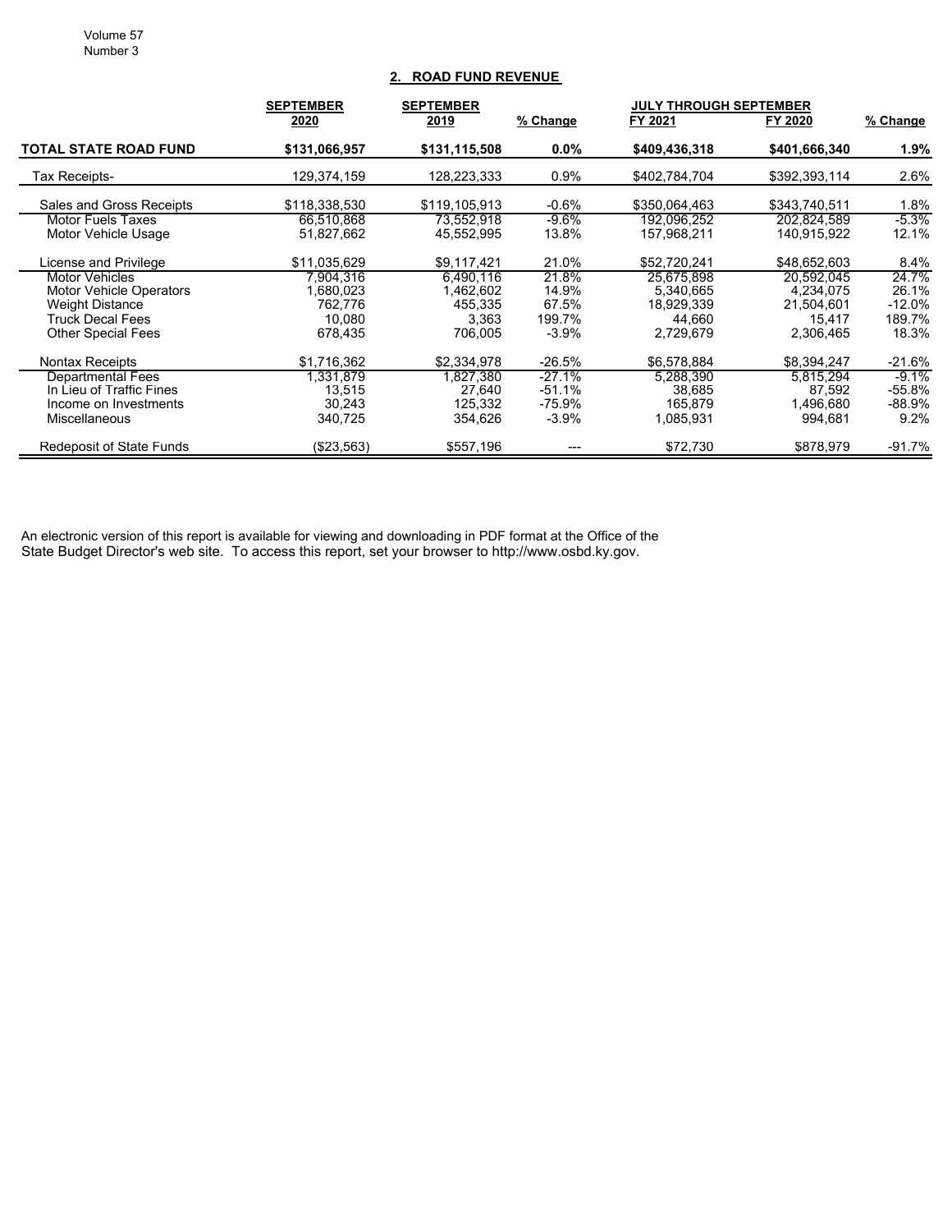## 2. ROAD FUND REVENUE

| | SEPTEMBER 2020 | SEPTEMBER 2019 | % Change | JULY THROUGH SEPTEMBER FY 2021 | FY 2020 | % Change |
|---|---|---|---|---|---|---|
| **TOTAL STATE ROAD FUND** | **$131,066,957** | **$131,115,508** | **0.0%** | **$409,436,318** | **$401,666,340** | **1.9%** |
| Tax Receipts- | 129,374,159 | 128,223,333 | 0.9% | $402,784,704 | $392,393,114 | 2.6% |
| Sales and Gross Receipts | $118,338,530 | $119,105,913 | -0.6% | $350,064,463 | $343,740,511 | 1.8% |
| Motor Fuels Taxes | 66,510,868 | 73,552,918 | -9.6% | 192,096,252 | 202,824,589 | -5.3% |
| Motor Vehicle Usage | 51,827,662 | 45,552,995 | 13.8% | 157,968,211 | 140,915,922 | 12.1% |
| License and Privilege | $11,035,629 | $9,117,421 | 21.0% | $52,720,241 | $48,652,603 | 8.4% |
| Motor Vehicles | 7,904,316 | 6,490,116 | 21.8% | 25,675,898 | 20,592,045 | 24.7% |
| Motor Vehicle Operators | 1,680,023 | 1,462,602 | 14.9% | 5,340,665 | 4,234,075 | 26.1% |
| Weight Distance | 762,776 | 455,335 | 67.5% | 18,929,339 | 21,504,601 | -12.0% |
| Truck Decal Fees | 10,080 | 3,363 | 199.7% | 44,660 | 15,417 | 189.7% |
| Other Special Fees | 678,435 | 706,005 | -3.9% | 2,729,679 | 2,306,465 | 18.3% |
| Nontax Receipts | $1,716,362 | $2,334,978 | -26.5% | $6,578,884 | $8,394,247 | -21.6% |
| Departmental Fees | 1,331,879 | 1,827,380 | -27.1% | 5,288,390 | 5,815,294 | -9.1% |
| In Lieu of Traffic Fines | 13,515 | 27,640 | -51.1% | 38,685 | 87,592 | -55.8% |
| Income on Investments | 30,243 | 125,332 | -75.9% | 165,879 | 1,496,680 | -88.9% |
| Miscellaneous | 340,725 | 354,626 | -3.9% | 1,085,931 | 994,681 | 9.2% |
| Redeposit of State Funds | ($23,563) | $557,196 | --- | $72,730 | $878,979 | -91.7% |

An electronic version of this report is available for viewing and downloading in PDF format at the Office of the State Budget Director's web site. To access this report, set your browser to http://www.osbd.ky.gov.